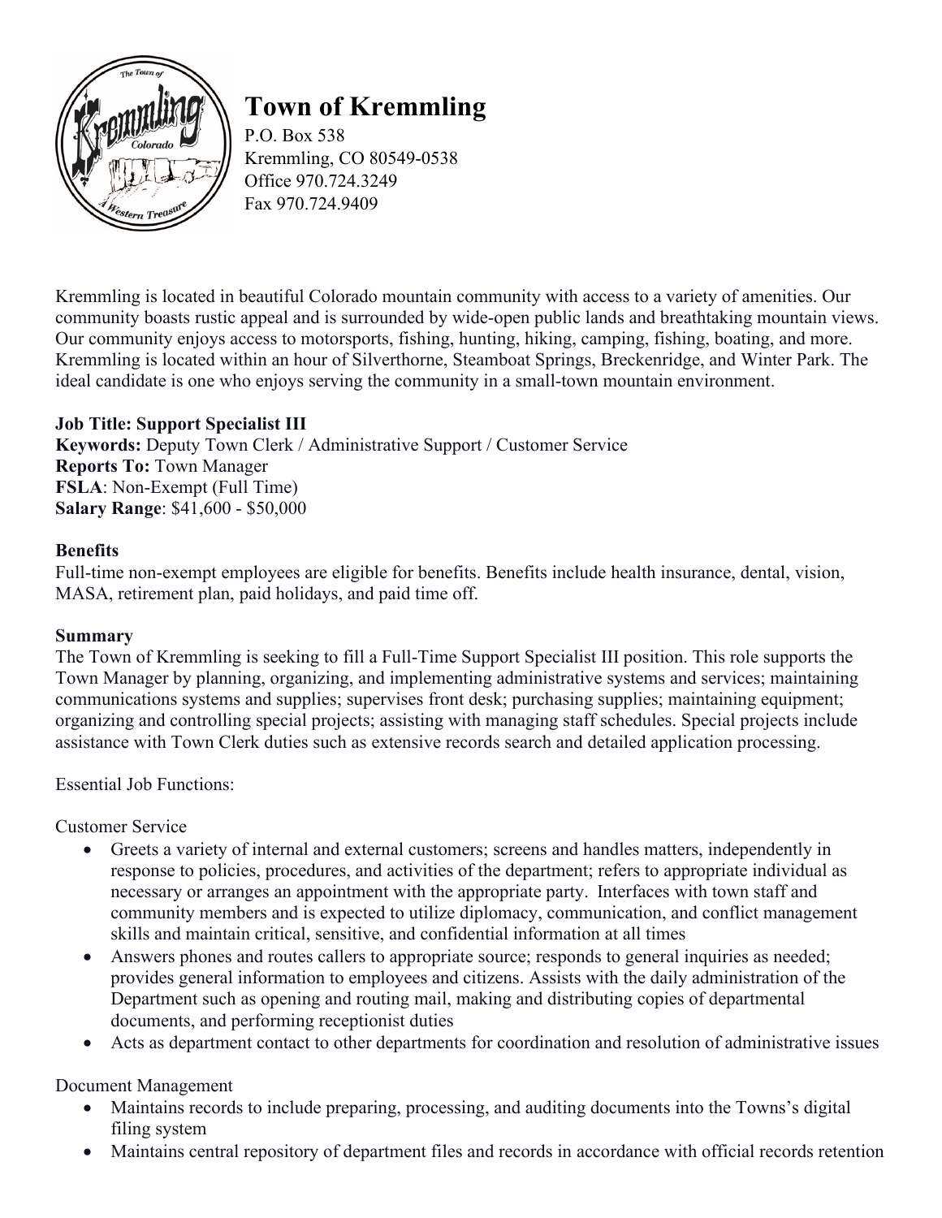# Town of Kremmling

P.O. Box 538
Kremmling, CO 80549-0538
Office 970.724.3249
Fax 970.724.9409

Kremmling is located in beautiful Colorado mountain community with access to a variety of amenities. Our community boasts rustic appeal and is surrounded by wide-open public lands and breathtaking mountain views. Our community enjoys access to motorsports, fishing, hunting, hiking, camping, fishing, boating, and more. Kremmling is located within an hour of Silverthorne, Steamboat Springs, Breckenridge, and Winter Park. The ideal candidate is one who enjoys serving the community in a small-town mountain environment.

**Job Title: Support Specialist III**
**Keywords:** Deputy Town Clerk / Administrative Support / Customer Service
**Reports To:** Town Manager
**FSLA**: Non-Exempt (Full Time)
**Salary Range**: $41,600 - $50,000

**Benefits**
Full-time non-exempt employees are eligible for benefits. Benefits include health insurance, dental, vision, MASA, retirement plan, paid holidays, and paid time off.

**Summary**
The Town of Kremmling is seeking to fill a Full-Time Support Specialist III position. This role supports the Town Manager by planning, organizing, and implementing administrative systems and services; maintaining communications systems and supplies; supervises front desk; purchasing supplies; maintaining equipment; organizing and controlling special projects; assisting with managing staff schedules. Special projects include assistance with Town Clerk duties such as extensive records search and detailed application processing.

Essential Job Functions:

Customer Service

- Greets a variety of internal and external customers; screens and handles matters, independently in response to policies, procedures, and activities of the department; refers to appropriate individual as necessary or arranges an appointment with the appropriate party. Interfaces with town staff and community members and is expected to utilize diplomacy, communication, and conflict management skills and maintain critical, sensitive, and confidential information at all times
- Answers phones and routes callers to appropriate source; responds to general inquiries as needed; provides general information to employees and citizens. Assists with the daily administration of the Department such as opening and routing mail, making and distributing copies of departmental documents, and performing receptionist duties
- Acts as department contact to other departments for coordination and resolution of administrative issues

Document Management

- Maintains records to include preparing, processing, and auditing documents into the Towns's digital filing system
- Maintains central repository of department files and records in accordance with official records retention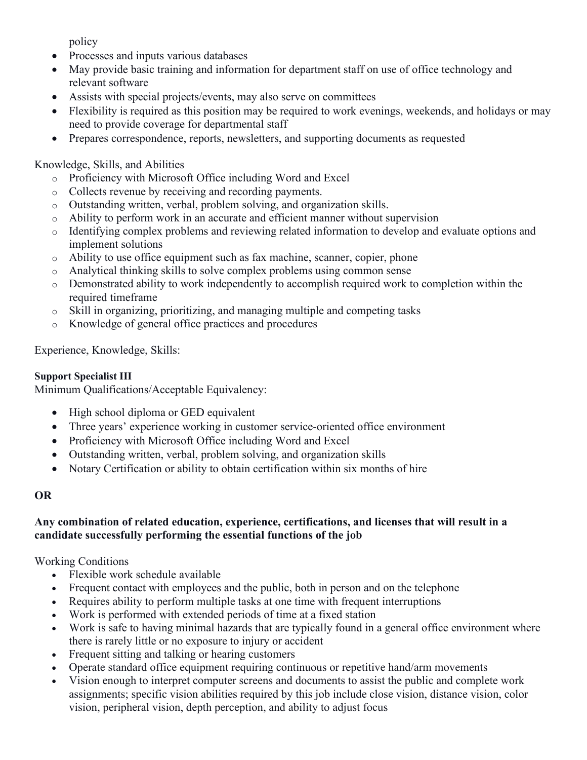policy

- Processes and inputs various databases
- May provide basic training and information for department staff on use of office technology and relevant software
- Assists with special projects/events, may also serve on committees
- Flexibility is required as this position may be required to work evenings, weekends, and holidays or may need to provide coverage for departmental staff
- Prepares correspondence, reports, newsletters, and supporting documents as requested

Knowledge, Skills, and Abilities

- Proficiency with Microsoft Office including Word and Excel
- Collects revenue by receiving and recording payments.
- Outstanding written, verbal, problem solving, and organization skills.
- Ability to perform work in an accurate and efficient manner without supervision
- Identifying complex problems and reviewing related information to develop and evaluate options and implement solutions
- Ability to use office equipment such as fax machine, scanner, copier, phone
- Analytical thinking skills to solve complex problems using common sense
- Demonstrated ability to work independently to accomplish required work to completion within the required timeframe
- Skill in organizing, prioritizing, and managing multiple and competing tasks
- Knowledge of general office practices and procedures

Experience, Knowledge, Skills:

**Support Specialist III**

Minimum Qualifications/Acceptable Equivalency:

- High school diploma or GED equivalent
- Three years' experience working in customer service-oriented office environment
- Proficiency with Microsoft Office including Word and Excel
- Outstanding written, verbal, problem solving, and organization skills
- Notary Certification or ability to obtain certification within six months of hire

**OR**

**Any combination of related education, experience, certifications, and licenses that will result in a candidate successfully performing the essential functions of the job**

Working Conditions

- Flexible work schedule available
- Frequent contact with employees and the public, both in person and on the telephone
- Requires ability to perform multiple tasks at one time with frequent interruptions
- Work is performed with extended periods of time at a fixed station
- Work is safe to having minimal hazards that are typically found in a general office environment where there is rarely little or no exposure to injury or accident
- Frequent sitting and talking or hearing customers
- Operate standard office equipment requiring continuous or repetitive hand/arm movements
- Vision enough to interpret computer screens and documents to assist the public and complete work assignments; specific vision abilities required by this job include close vision, distance vision, color vision, peripheral vision, depth perception, and ability to adjust focus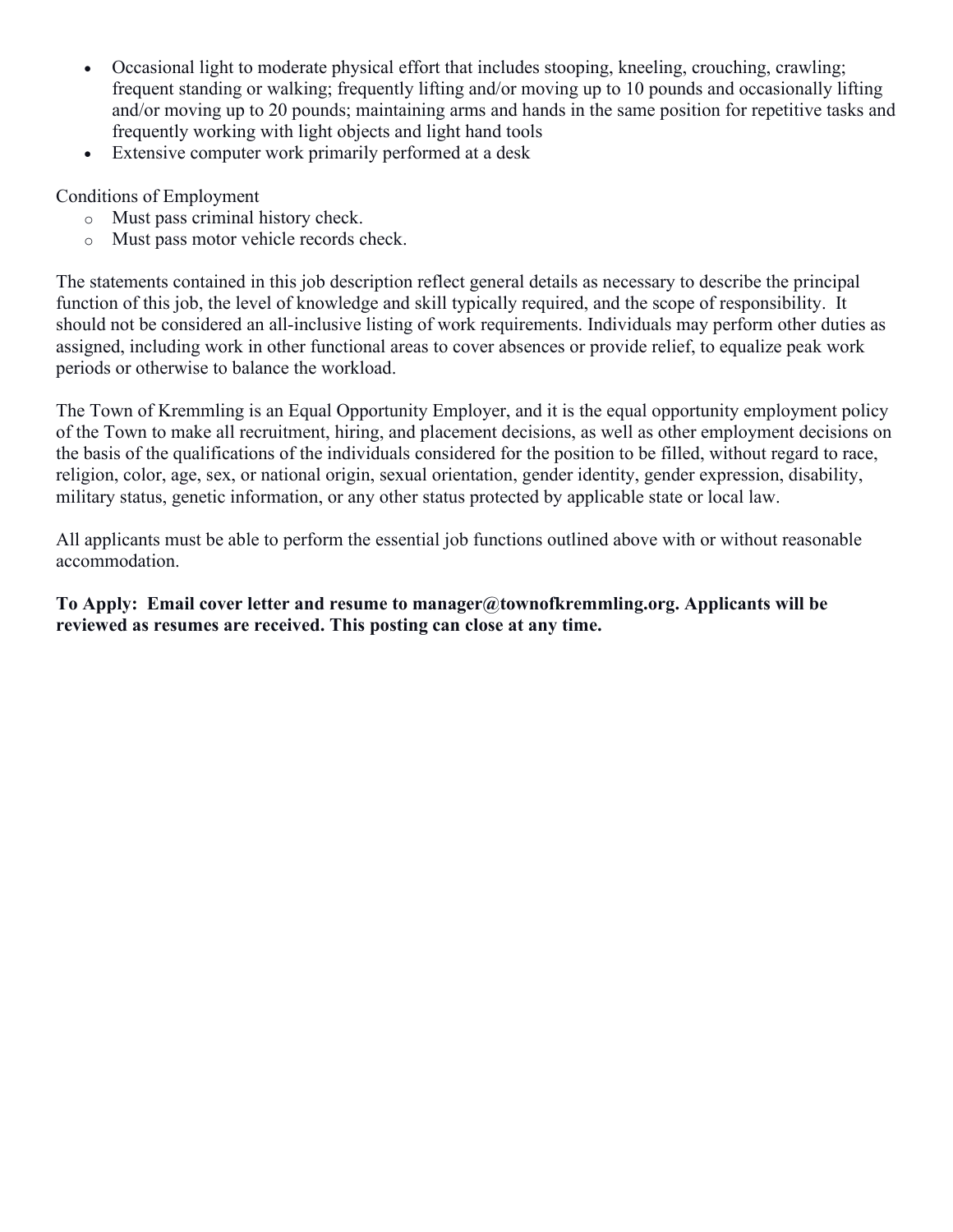- Occasional light to moderate physical effort that includes stooping, kneeling, crouching, crawling; frequent standing or walking; frequently lifting and/or moving up to 10 pounds and occasionally lifting and/or moving up to 20 pounds; maintaining arms and hands in the same position for repetitive tasks and frequently working with light objects and light hand tools
- Extensive computer work primarily performed at a desk

Conditions of Employment

- Must pass criminal history check.
- Must pass motor vehicle records check.

The statements contained in this job description reflect general details as necessary to describe the principal function of this job, the level of knowledge and skill typically required, and the scope of responsibility. It should not be considered an all-inclusive listing of work requirements. Individuals may perform other duties as assigned, including work in other functional areas to cover absences or provide relief, to equalize peak work periods or otherwise to balance the workload.

The Town of Kremmling is an Equal Opportunity Employer, and it is the equal opportunity employment policy of the Town to make all recruitment, hiring, and placement decisions, as well as other employment decisions on the basis of the qualifications of the individuals considered for the position to be filled, without regard to race, religion, color, age, sex, or national origin, sexual orientation, gender identity, gender expression, disability, military status, genetic information, or any other status protected by applicable state or local law.

All applicants must be able to perform the essential job functions outlined above with or without reasonable accommodation.

**To Apply: Email cover letter and resume to manager@townofkremmling.org. Applicants will be reviewed as resumes are received. This posting can close at any time.**